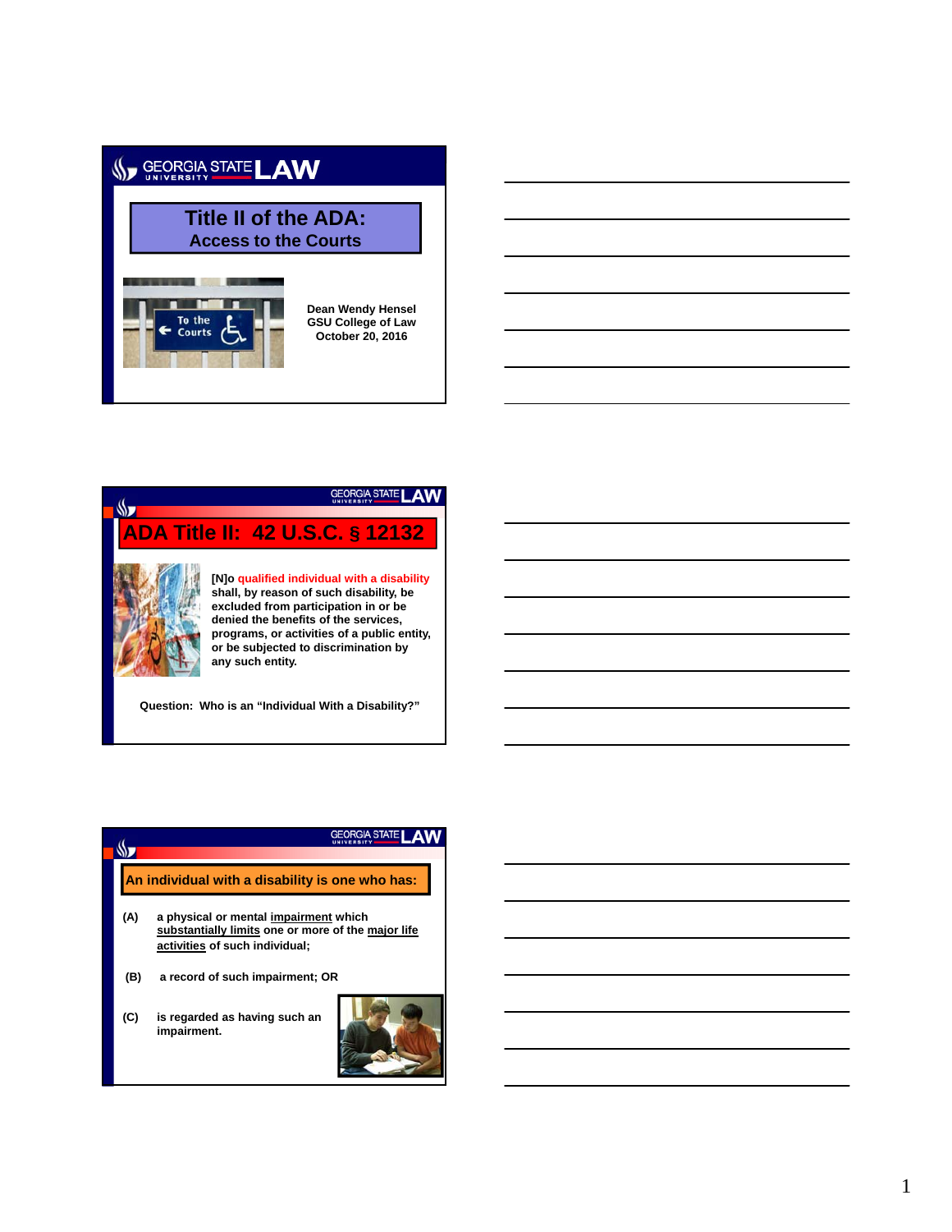# Title II of the ADA: Access to the Courts

Dean Wendy Hensel
GSU College of Law
October 20, 2016

## ADA Title II: 42 U.S.C. § 12132

[N]o **qualified individual with a disability** shall, by reason of such disability, be excluded from participation in or be denied the benefits of the services, programs, or activities of a public entity, or be subjected to discrimination by any such entity.

Question: Who is an "Individual With a Disability?"

## An individual with a disability is one who has:

(A) a physical or mental impairment which substantially limits one or more of the major life activities of such individual;

(B) a record of such impairment; OR

(C) is regarded as having such an impairment.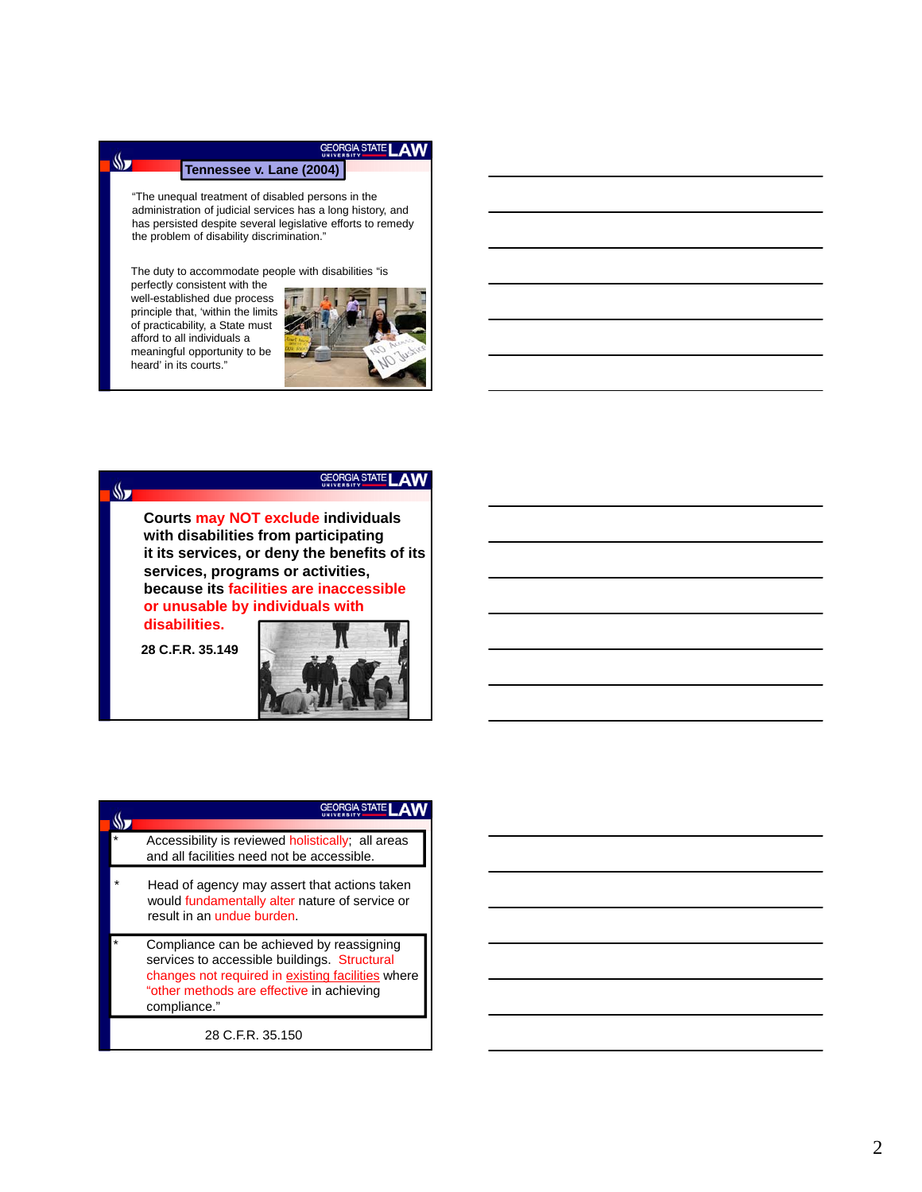## Tennessee v. Lane (2004)

"The unequal treatment of disabled persons in the administration of judicial services has a long history, and has persisted despite several legislative efforts to remedy the problem of disability discrimination."

The duty to accommodate people with disabilities "is perfectly consistent with the well-established due process principle that, 'within the limits of practicability, a State must afford to all individuals a meaningful opportunity to be heard' in its courts."

---

**Courts may NOT exclude individuals with disabilities from participating it its services, or deny the benefits of its services, programs or activities, because its facilities are inaccessible or unusable by individuals with disabilities.**

**28 C.F.R. 35.149**

---

- Accessibility is reviewed holistically; all areas and all facilities need not be accessible.
- Head of agency may assert that actions taken would fundamentally alter nature of service or result in an undue burden.
- Compliance can be achieved by reassigning services to accessible buildings. Structural changes not required in existing facilities where "other methods are effective in achieving compliance."

28 C.F.R. 35.150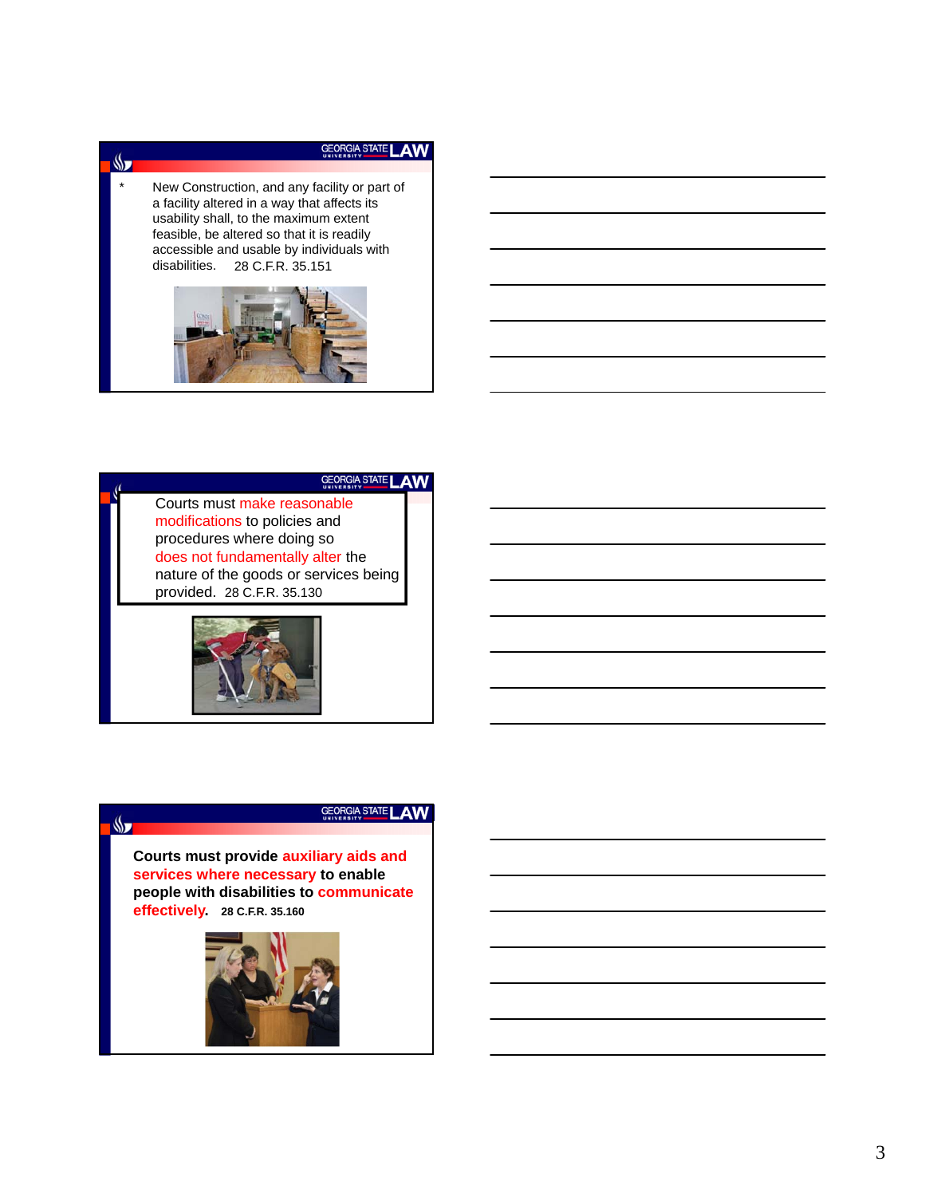* New Construction, and any facility or part of a facility altered in a way that affects its usability shall, to the maximum extent feasible, be altered so that it is readily accessible and usable by individuals with disabilities. 28 C.F.R. 35.151

Courts must make reasonable modifications to policies and procedures where doing so does not fundamentally alter the nature of the goods or services being provided. 28 C.F.R. 35.130

**Courts must provide auxiliary aids and services where necessary to enable people with disabilities to communicate effectively.** **28 C.F.R. 35.160**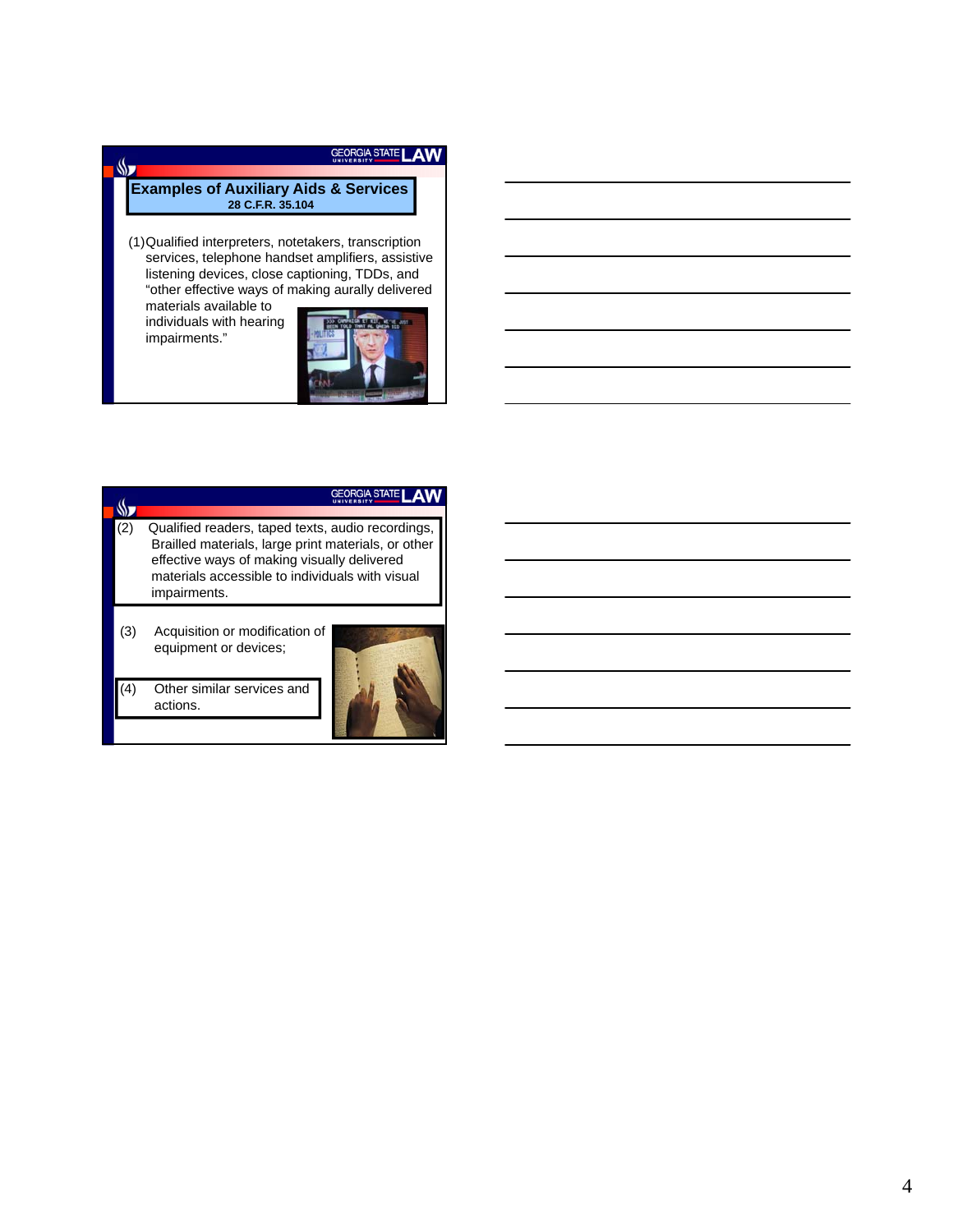## Examples of Auxiliary Aids & Services

**28 C.F.R. 35.104**

(1) Qualified interpreters, notetakers, transcription services, telephone handset amplifiers, assistive listening devices, close captioning, TDDs, and "other effective ways of making aurally delivered materials available to individuals with hearing impairments."

(2) Qualified readers, taped texts, audio recordings, Brailled materials, large print materials, or other effective ways of making visually delivered materials accessible to individuals with visual impairments.

(3) Acquisition or modification of equipment or devices;

(4) Other similar services and actions.